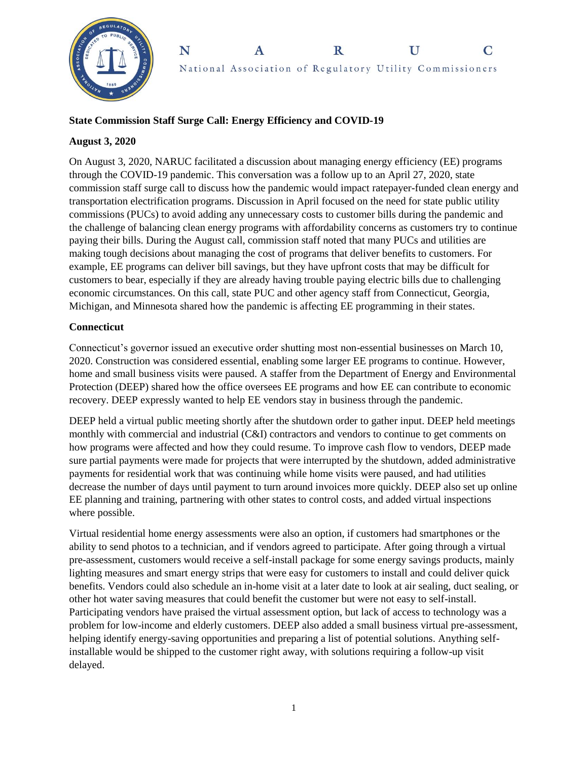# State Commission Staff Surge Call: Energy Efficiency and COVID-19

**August 3, 2020**

On August 3, 2020, NARUC facilitated a discussion about managing energy efficiency (EE) programs through the COVID-19 pandemic. This conversation was a follow up to an April 27, 2020, state commission staff surge call to discuss how the pandemic would impact ratepayer-funded clean energy and transportation electrification programs. Discussion in April focused on the need for state public utility commissions (PUCs) to avoid adding any unnecessary costs to customer bills during the pandemic and the challenge of balancing clean energy programs with affordability concerns as customers try to continue paying their bills. During the August call, commission staff noted that many PUCs and utilities are making tough decisions about managing the cost of programs that deliver benefits to customers. For example, EE programs can deliver bill savings, but they have upfront costs that may be difficult for customers to bear, especially if they are already having trouble paying electric bills due to challenging economic circumstances. On this call, state PUC and other agency staff from Connecticut, Georgia, Michigan, and Minnesota shared how the pandemic is affecting EE programming in their states.

## Connecticut

Connecticut's governor issued an executive order shutting most non-essential businesses on March 10, 2020. Construction was considered essential, enabling some larger EE programs to continue. However, home and small business visits were paused. A staffer from the Department of Energy and Environmental Protection (DEEP) shared how the office oversees EE programs and how EE can contribute to economic recovery. DEEP expressly wanted to help EE vendors stay in business through the pandemic.

DEEP held a virtual public meeting shortly after the shutdown order to gather input. DEEP held meetings monthly with commercial and industrial (C&I) contractors and vendors to continue to get comments on how programs were affected and how they could resume. To improve cash flow to vendors, DEEP made sure partial payments were made for projects that were interrupted by the shutdown, added administrative payments for residential work that was continuing while home visits were paused, and had utilities decrease the number of days until payment to turn around invoices more quickly. DEEP also set up online EE planning and training, partnering with other states to control costs, and added virtual inspections where possible.

Virtual residential home energy assessments were also an option, if customers had smartphones or the ability to send photos to a technician, and if vendors agreed to participate. After going through a virtual pre-assessment, customers would receive a self-install package for some energy savings products, mainly lighting measures and smart energy strips that were easy for customers to install and could deliver quick benefits. Vendors could also schedule an in-home visit at a later date to look at air sealing, duct sealing, or other hot water saving measures that could benefit the customer but were not easy to self-install. Participating vendors have praised the virtual assessment option, but lack of access to technology was a problem for low-income and elderly customers. DEEP also added a small business virtual pre-assessment, helping identify energy-saving opportunities and preparing a list of potential solutions. Anything self-installable would be shipped to the customer right away, with solutions requiring a follow-up visit delayed.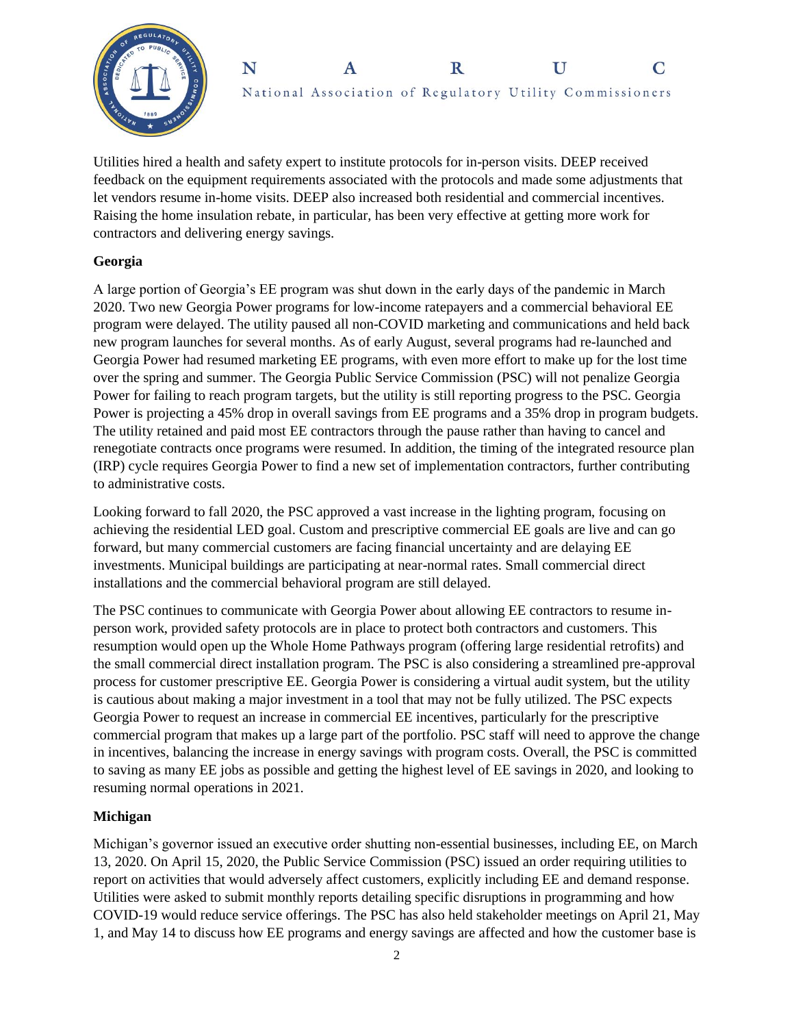Utilities hired a health and safety expert to institute protocols for in-person visits. DEEP received feedback on the equipment requirements associated with the protocols and made some adjustments that let vendors resume in-home visits. DEEP also increased both residential and commercial incentives. Raising the home insulation rebate, in particular, has been very effective at getting more work for contractors and delivering energy savings.

**Georgia**

A large portion of Georgia's EE program was shut down in the early days of the pandemic in March 2020. Two new Georgia Power programs for low-income ratepayers and a commercial behavioral EE program were delayed. The utility paused all non-COVID marketing and communications and held back new program launches for several months. As of early August, several programs had re-launched and Georgia Power had resumed marketing EE programs, with even more effort to make up for the lost time over the spring and summer. The Georgia Public Service Commission (PSC) will not penalize Georgia Power for failing to reach program targets, but the utility is still reporting progress to the PSC. Georgia Power is projecting a 45% drop in overall savings from EE programs and a 35% drop in program budgets. The utility retained and paid most EE contractors through the pause rather than having to cancel and renegotiate contracts once programs were resumed. In addition, the timing of the integrated resource plan (IRP) cycle requires Georgia Power to find a new set of implementation contractors, further contributing to administrative costs.

Looking forward to fall 2020, the PSC approved a vast increase in the lighting program, focusing on achieving the residential LED goal. Custom and prescriptive commercial EE goals are live and can go forward, but many commercial customers are facing financial uncertainty and are delaying EE investments. Municipal buildings are participating at near-normal rates. Small commercial direct installations and the commercial behavioral program are still delayed.

The PSC continues to communicate with Georgia Power about allowing EE contractors to resume in-person work, provided safety protocols are in place to protect both contractors and customers. This resumption would open up the Whole Home Pathways program (offering large residential retrofits) and the small commercial direct installation program. The PSC is also considering a streamlined pre-approval process for customer prescriptive EE. Georgia Power is considering a virtual audit system, but the utility is cautious about making a major investment in a tool that may not be fully utilized. The PSC expects Georgia Power to request an increase in commercial EE incentives, particularly for the prescriptive commercial program that makes up a large part of the portfolio. PSC staff will need to approve the change in incentives, balancing the increase in energy savings with program costs. Overall, the PSC is committed to saving as many EE jobs as possible and getting the highest level of EE savings in 2020, and looking to resuming normal operations in 2021.

**Michigan**

Michigan's governor issued an executive order shutting non-essential businesses, including EE, on March 13, 2020. On April 15, 2020, the Public Service Commission (PSC) issued an order requiring utilities to report on activities that would adversely affect customers, explicitly including EE and demand response. Utilities were asked to submit monthly reports detailing specific disruptions in programming and how COVID-19 would reduce service offerings. The PSC has also held stakeholder meetings on April 21, May 1, and May 14 to discuss how EE programs and energy savings are affected and how the customer base is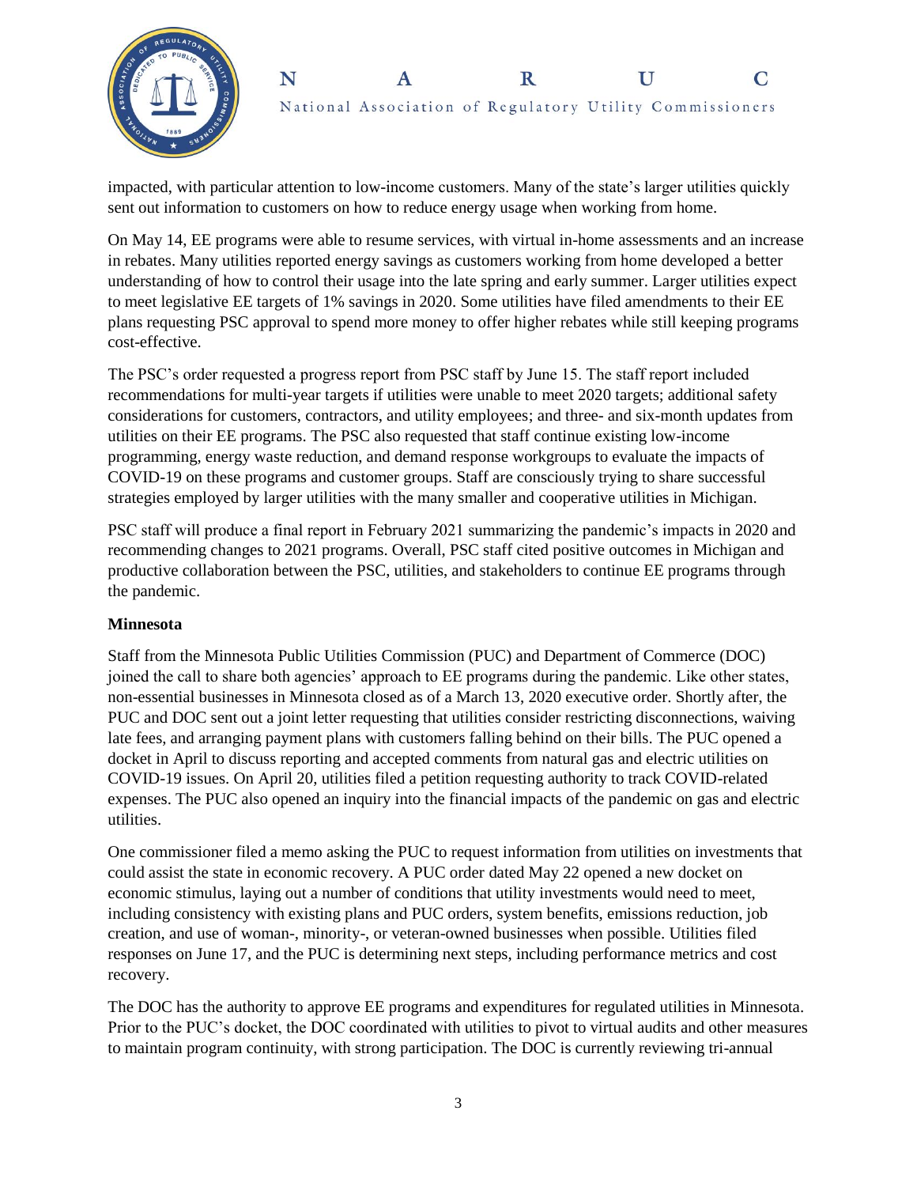impacted, with particular attention to low-income customers. Many of the state's larger utilities quickly sent out information to customers on how to reduce energy usage when working from home.

On May 14, EE programs were able to resume services, with virtual in-home assessments and an increase in rebates. Many utilities reported energy savings as customers working from home developed a better understanding of how to control their usage into the late spring and early summer. Larger utilities expect to meet legislative EE targets of 1% savings in 2020. Some utilities have filed amendments to their EE plans requesting PSC approval to spend more money to offer higher rebates while still keeping programs cost-effective.

The PSC's order requested a progress report from PSC staff by June 15. The staff report included recommendations for multi-year targets if utilities were unable to meet 2020 targets; additional safety considerations for customers, contractors, and utility employees; and three- and six-month updates from utilities on their EE programs. The PSC also requested that staff continue existing low-income programming, energy waste reduction, and demand response workgroups to evaluate the impacts of COVID-19 on these programs and customer groups. Staff are consciously trying to share successful strategies employed by larger utilities with the many smaller and cooperative utilities in Michigan.

PSC staff will produce a final report in February 2021 summarizing the pandemic's impacts in 2020 and recommending changes to 2021 programs. Overall, PSC staff cited positive outcomes in Michigan and productive collaboration between the PSC, utilities, and stakeholders to continue EE programs through the pandemic.

**Minnesota**

Staff from the Minnesota Public Utilities Commission (PUC) and Department of Commerce (DOC) joined the call to share both agencies' approach to EE programs during the pandemic. Like other states, non-essential businesses in Minnesota closed as of a March 13, 2020 executive order. Shortly after, the PUC and DOC sent out a joint letter requesting that utilities consider restricting disconnections, waiving late fees, and arranging payment plans with customers falling behind on their bills. The PUC opened a docket in April to discuss reporting and accepted comments from natural gas and electric utilities on COVID-19 issues. On April 20, utilities filed a petition requesting authority to track COVID-related expenses. The PUC also opened an inquiry into the financial impacts of the pandemic on gas and electric utilities.

One commissioner filed a memo asking the PUC to request information from utilities on investments that could assist the state in economic recovery. A PUC order dated May 22 opened a new docket on economic stimulus, laying out a number of conditions that utility investments would need to meet, including consistency with existing plans and PUC orders, system benefits, emissions reduction, job creation, and use of woman-, minority-, or veteran-owned businesses when possible. Utilities filed responses on June 17, and the PUC is determining next steps, including performance metrics and cost recovery.

The DOC has the authority to approve EE programs and expenditures for regulated utilities in Minnesota. Prior to the PUC's docket, the DOC coordinated with utilities to pivot to virtual audits and other measures to maintain program continuity, with strong participation. The DOC is currently reviewing tri-annual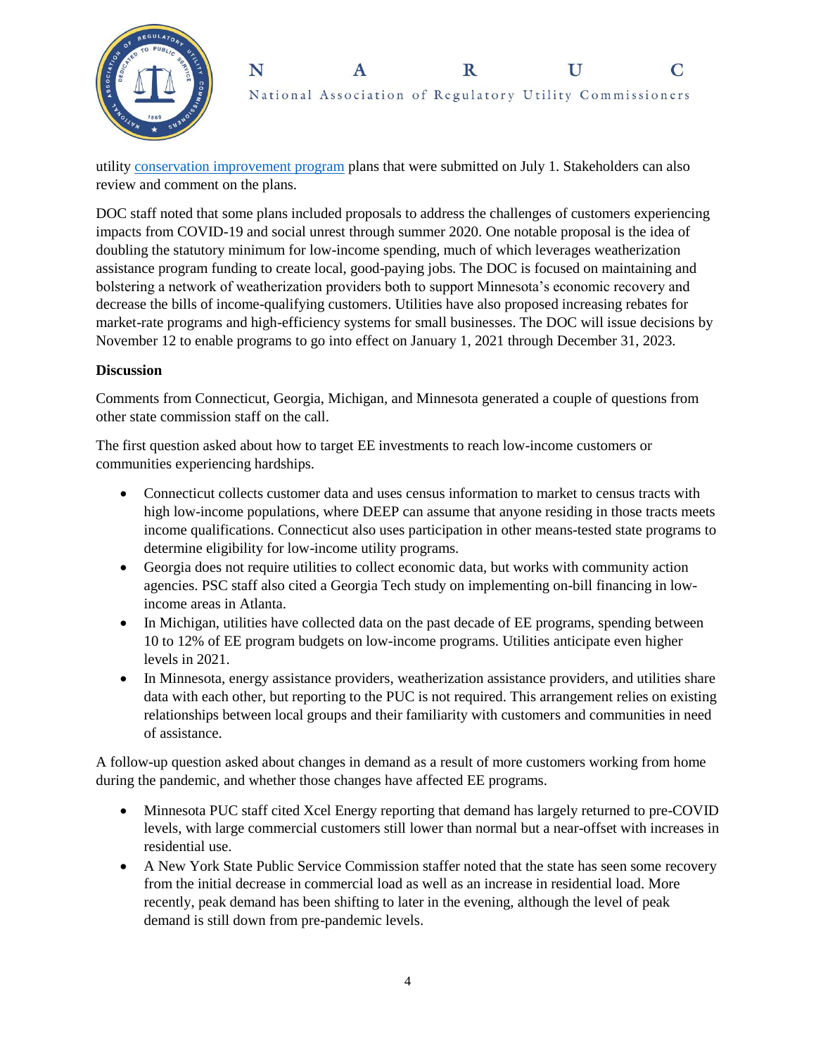utility [conservation improvement program](#) plans that were submitted on July 1. Stakeholders can also review and comment on the plans.

DOC staff noted that some plans included proposals to address the challenges of customers experiencing impacts from COVID-19 and social unrest through summer 2020. One notable proposal is the idea of doubling the statutory minimum for low-income spending, much of which leverages weatherization assistance program funding to create local, good-paying jobs. The DOC is focused on maintaining and bolstering a network of weatherization providers both to support Minnesota's economic recovery and decrease the bills of income-qualifying customers. Utilities have also proposed increasing rebates for market-rate programs and high-efficiency systems for small businesses. The DOC will issue decisions by November 12 to enable programs to go into effect on January 1, 2021 through December 31, 2023.

**Discussion**

Comments from Connecticut, Georgia, Michigan, and Minnesota generated a couple of questions from other state commission staff on the call.

The first question asked about how to target EE investments to reach low-income customers or communities experiencing hardships.

- Connecticut collects customer data and uses census information to market to census tracts with high low-income populations, where DEEP can assume that anyone residing in those tracts meets income qualifications. Connecticut also uses participation in other means-tested state programs to determine eligibility for low-income utility programs.
- Georgia does not require utilities to collect economic data, but works with community action agencies. PSC staff also cited a Georgia Tech study on implementing on-bill financing in low-income areas in Atlanta.
- In Michigan, utilities have collected data on the past decade of EE programs, spending between 10 to 12% of EE program budgets on low-income programs. Utilities anticipate even higher levels in 2021.
- In Minnesota, energy assistance providers, weatherization assistance providers, and utilities share data with each other, but reporting to the PUC is not required. This arrangement relies on existing relationships between local groups and their familiarity with customers and communities in need of assistance.

A follow-up question asked about changes in demand as a result of more customers working from home during the pandemic, and whether those changes have affected EE programs.

- Minnesota PUC staff cited Xcel Energy reporting that demand has largely returned to pre-COVID levels, with large commercial customers still lower than normal but a near-offset with increases in residential use.
- A New York State Public Service Commission staffer noted that the state has seen some recovery from the initial decrease in commercial load as well as an increase in residential load. More recently, peak demand has been shifting to later in the evening, although the level of peak demand is still down from pre-pandemic levels.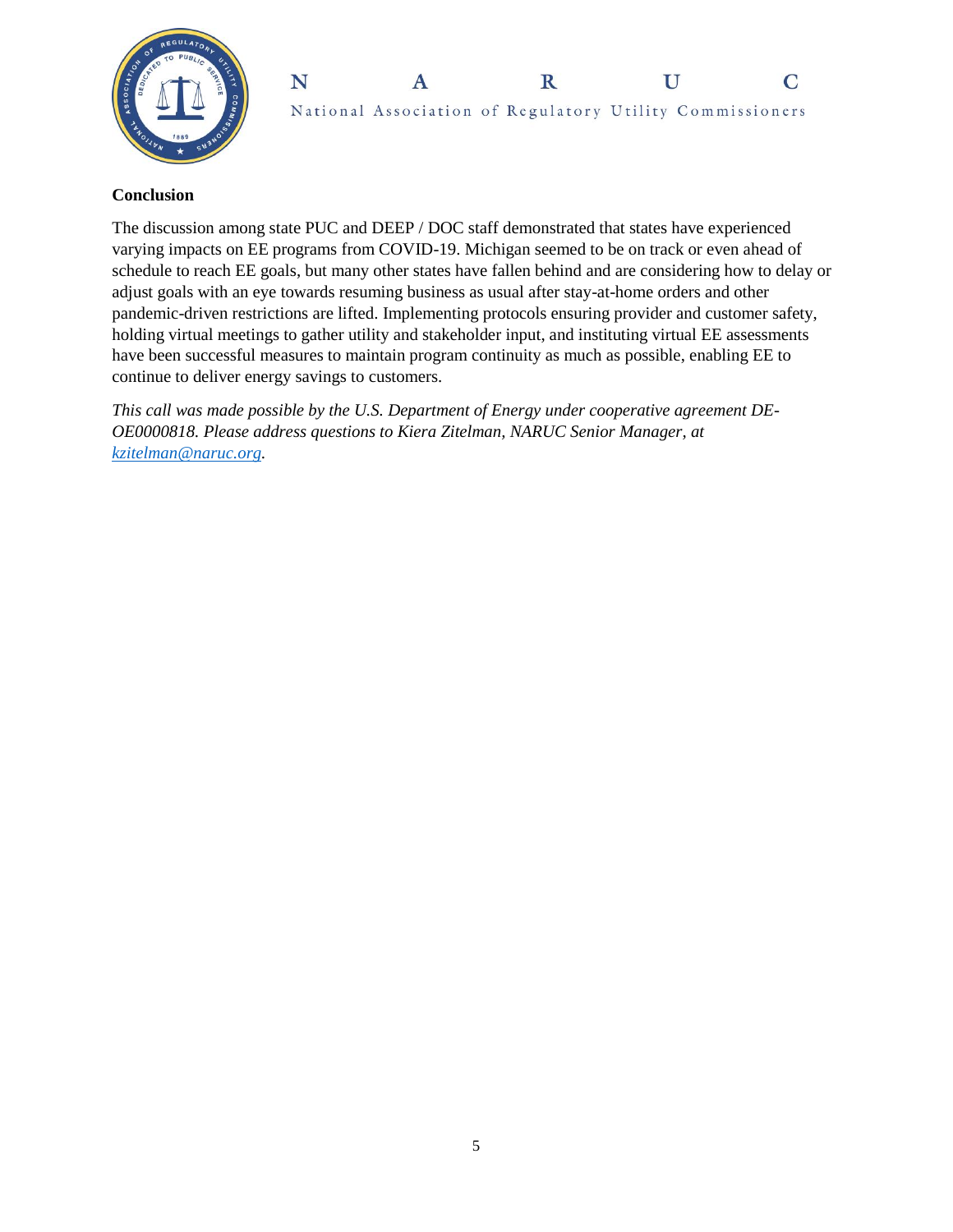**Conclusion**

The discussion among state PUC and DEEP / DOC staff demonstrated that states have experienced varying impacts on EE programs from COVID-19. Michigan seemed to be on track or even ahead of schedule to reach EE goals, but many other states have fallen behind and are considering how to delay or adjust goals with an eye towards resuming business as usual after stay-at-home orders and other pandemic-driven restrictions are lifted. Implementing protocols ensuring provider and customer safety, holding virtual meetings to gather utility and stakeholder input, and instituting virtual EE assessments have been successful measures to maintain program continuity as much as possible, enabling EE to continue to deliver energy savings to customers.

*This call was made possible by the U.S. Department of Energy under cooperative agreement DE-OE0000818. Please address questions to Kiera Zitelman, NARUC Senior Manager, at [kzitelman@naruc.org](mailto:kzitelman@naruc.org).*